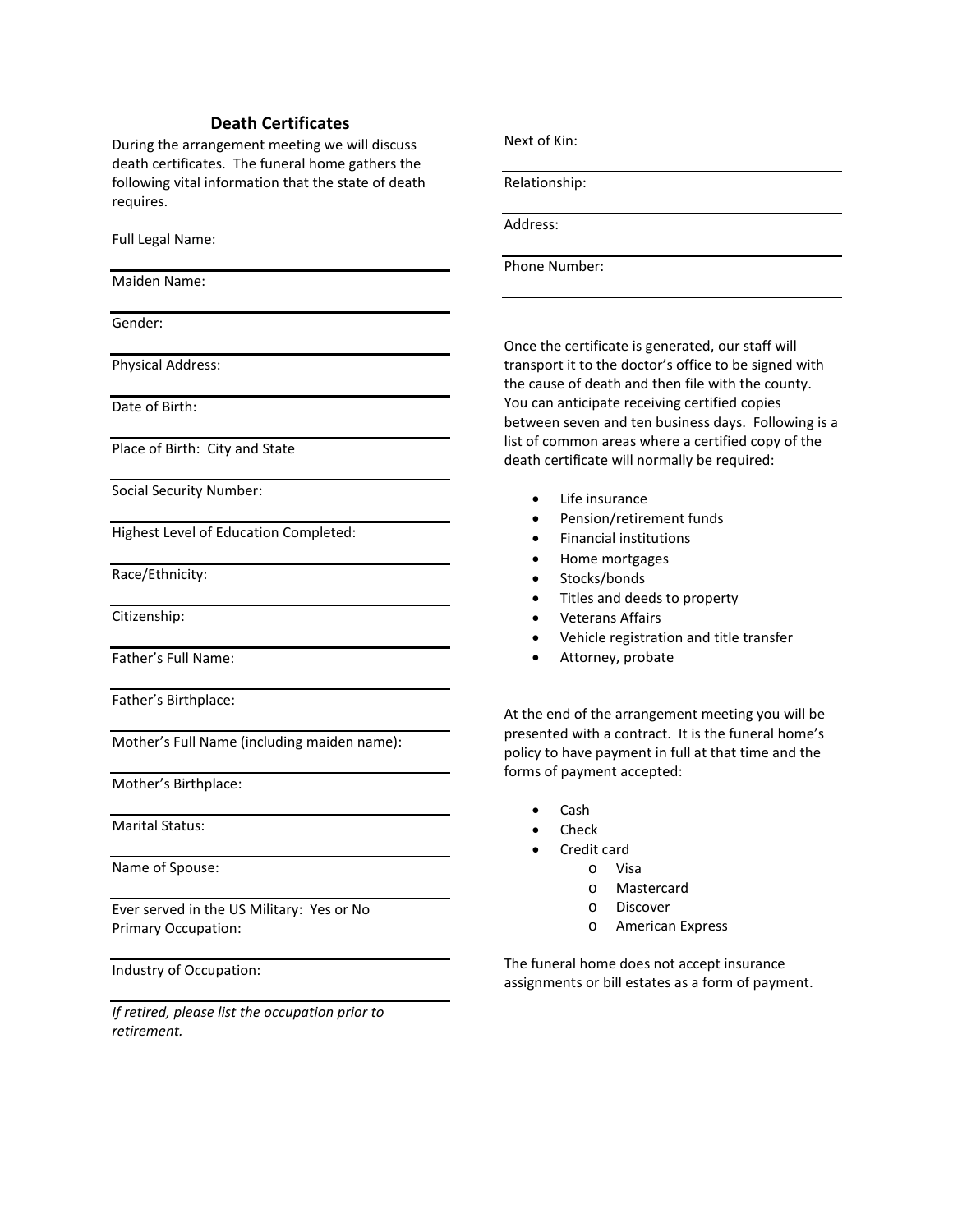## Death Certificates

During the arrangement meeting we will discuss death certificates. The funeral home gathers the following vital information that the state of death requires.

Full Legal Name:

Maiden Name:

Gender:

Physical Address:

Date of Birth:

Place of Birth: City and State

Social Security Number:

Highest Level of Education Completed:

Race/Ethnicity:

Citizenship:

Father's Full Name:

Father's Birthplace:

Mother's Full Name (including maiden name):

Mother's Birthplace:

Marital Status:

Name of Spouse:

Ever served in the US Military: Yes or No
Primary Occupation:

Industry of Occupation:

*If retired, please list the occupation prior to retirement.*

Next of Kin:

Relationship:

Address:

Phone Number:

Once the certificate is generated, our staff will transport it to the doctor's office to be signed with the cause of death and then file with the county. You can anticipate receiving certified copies between seven and ten business days. Following is a list of common areas where a certified copy of the death certificate will normally be required:

- Life insurance
- Pension/retirement funds
- Financial institutions
- Home mortgages
- Stocks/bonds
- Titles and deeds to property
- Veterans Affairs
- Vehicle registration and title transfer
- Attorney, probate

At the end of the arrangement meeting you will be presented with a contract. It is the funeral home's policy to have payment in full at that time and the forms of payment accepted:

- Cash
- Check
- Credit card
  - Visa
  - Mastercard
  - Discover
  - American Express

The funeral home does not accept insurance assignments or bill estates as a form of payment.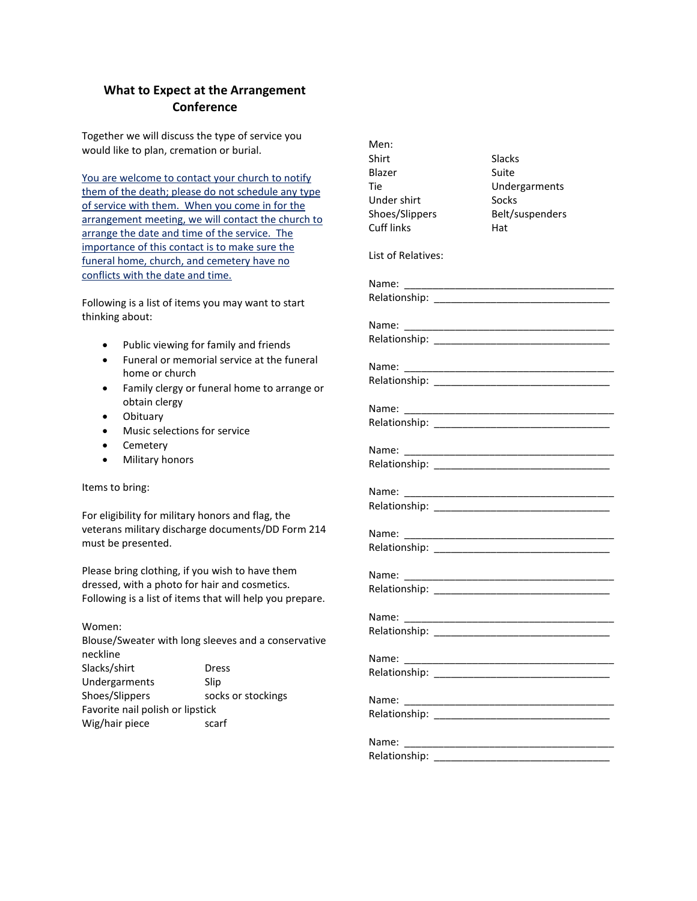## What to Expect at the Arrangement Conference

Together we will discuss the type of service you would like to plan, cremation or burial.

You are welcome to contact your church to notify them of the death; please do not schedule any type of service with them. When you come in for the arrangement meeting, we will contact the church to arrange the date and time of the service. The importance of this contact is to make sure the funeral home, church, and cemetery have no conflicts with the date and time.

Following is a list of items you may want to start thinking about:

- Public viewing for family and friends
- Funeral or memorial service at the funeral home or church
- Family clergy or funeral home to arrange or obtain clergy
- Obituary
- Music selections for service
- Cemetery
- Military honors

Items to bring:

For eligibility for military honors and flag, the veterans military discharge documents/DD Form 214 must be presented.

Please bring clothing, if you wish to have them dressed, with a photo for hair and cosmetics. Following is a list of items that will help you prepare.

Women:

Blouse/Sweater with long sleeves and a conservative neckline

| | |
|---|---|
| Slacks/shirt | Dress |
| Undergarments | Slip |
| Shoes/Slippers | socks or stockings |
| Favorite nail polish or lipstick | |
| Wig/hair piece | scarf |

Men:

| | |
|---|---|
| Shirt | Slacks |
| Blazer | Suite |
| Tie | Undergarments |
| Under shirt | Socks |
| Shoes/Slippers | Belt/suspenders |
| Cuff links | Hat |

List of Relatives:

Name: ________________________________________
Relationship: ________________________________

Name: ________________________________________
Relationship: ________________________________

Name: ________________________________________
Relationship: ________________________________

Name: ________________________________________
Relationship: ________________________________

Name: ________________________________________
Relationship: ________________________________

Name: ________________________________________
Relationship: ________________________________

Name: ________________________________________
Relationship: ________________________________

Name: ________________________________________
Relationship: ________________________________

Name: ________________________________________
Relationship: ________________________________

Name: ________________________________________
Relationship: ________________________________

Name: ________________________________________
Relationship: ________________________________

Name: ________________________________________
Relationship: ________________________________